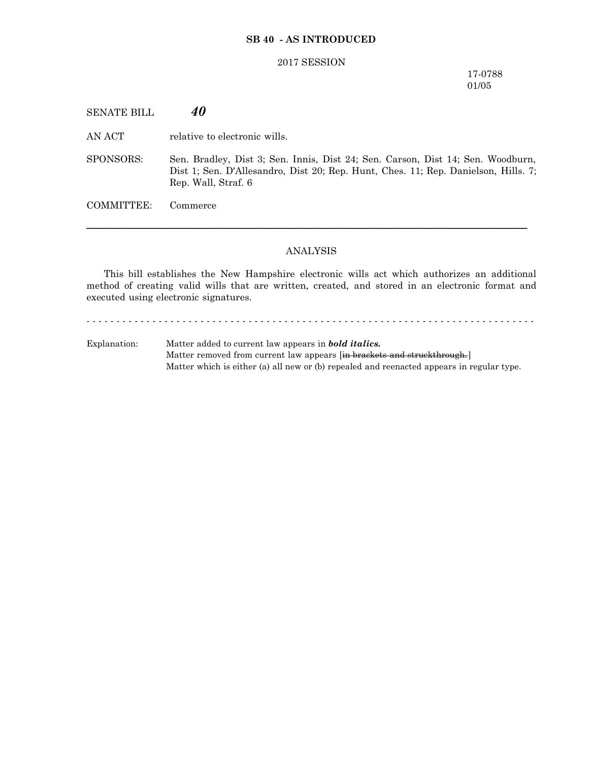**SB 40 - AS INTRODUCED**

2017 SESSION

17-0788
01/05

SENATE BILL ***40***

AN ACT relative to electronic wills.

SPONSORS: Sen. Bradley, Dist 3; Sen. Innis, Dist 24; Sen. Carson, Dist 14; Sen. Woodburn, Dist 1; Sen. D'Allesandro, Dist 20; Rep. Hunt, Ches. 11; Rep. Danielson, Hills. 7; Rep. Wall, Straf. 6

COMMITTEE: Commerce

---

ANALYSIS

This bill establishes the New Hampshire electronic wills act which authorizes an additional method of creating valid wills that are written, created, and stored in an electronic format and executed using electronic signatures.

- - - - - - - - - - - - - - - - - - - - - - - - - - - - - - - - - - - - - - - - - - - - - - - - - - - - - - - - - - - - - - - - - - - - - - - - - -

Explanation: Matter added to current law appears in ***bold italics.***
Matter removed from current law appears [~~in brackets and struckthrough.~~]
Matter which is either (a) all new or (b) repealed and reenacted appears in regular type.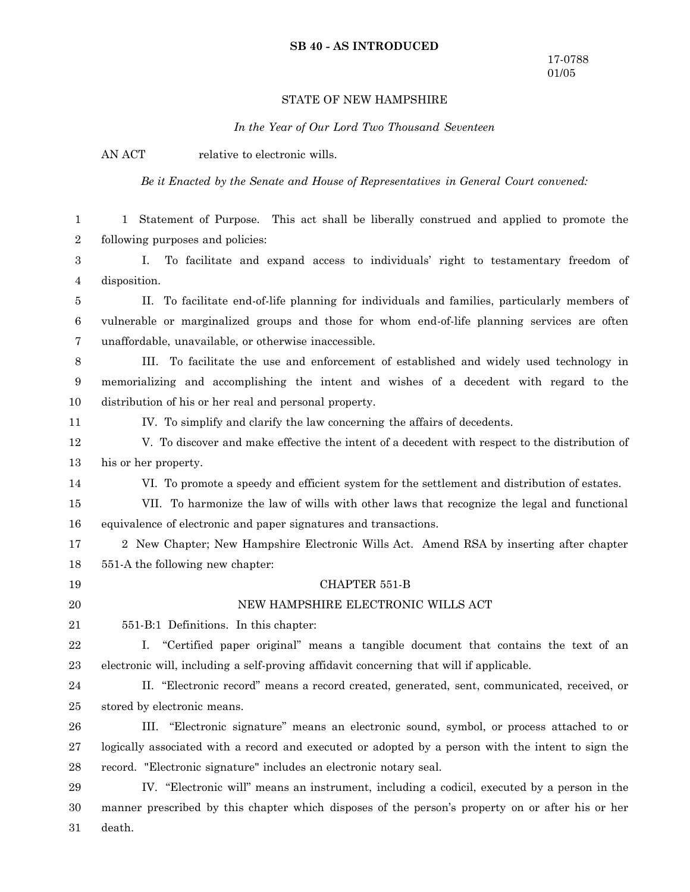**SB 40 - AS INTRODUCED**

17-0788
01/05

STATE OF NEW HAMPSHIRE

*In the Year of Our Lord Two Thousand Seventeen*

AN ACT relative to electronic wills.

*Be it Enacted by the Senate and House of Representatives in General Court convened:*

1 Statement of Purpose. This act shall be liberally construed and applied to promote the following purposes and policies:

I. To facilitate and expand access to individuals' right to testamentary freedom of disposition.

II. To facilitate end-of-life planning for individuals and families, particularly members of vulnerable or marginalized groups and those for whom end-of-life planning services are often unaffordable, unavailable, or otherwise inaccessible.

III. To facilitate the use and enforcement of established and widely used technology in memorializing and accomplishing the intent and wishes of a decedent with regard to the distribution of his or her real and personal property.

IV. To simplify and clarify the law concerning the affairs of decedents.

V. To discover and make effective the intent of a decedent with respect to the distribution of his or her property.

VI. To promote a speedy and efficient system for the settlement and distribution of estates.

VII. To harmonize the law of wills with other laws that recognize the legal and functional equivalence of electronic and paper signatures and transactions.

2 New Chapter; New Hampshire Electronic Wills Act. Amend RSA by inserting after chapter 551-A the following new chapter:

CHAPTER 551-B

NEW HAMPSHIRE ELECTRONIC WILLS ACT

551-B:1 Definitions. In this chapter:

I. "Certified paper original" means a tangible document that contains the text of an electronic will, including a self-proving affidavit concerning that will if applicable.

II. "Electronic record" means a record created, generated, sent, communicated, received, or stored by electronic means.

III. "Electronic signature" means an electronic sound, symbol, or process attached to or logically associated with a record and executed or adopted by a person with the intent to sign the record. "Electronic signature" includes an electronic notary seal.

IV. "Electronic will" means an instrument, including a codicil, executed by a person in the manner prescribed by this chapter which disposes of the person's property on or after his or her death.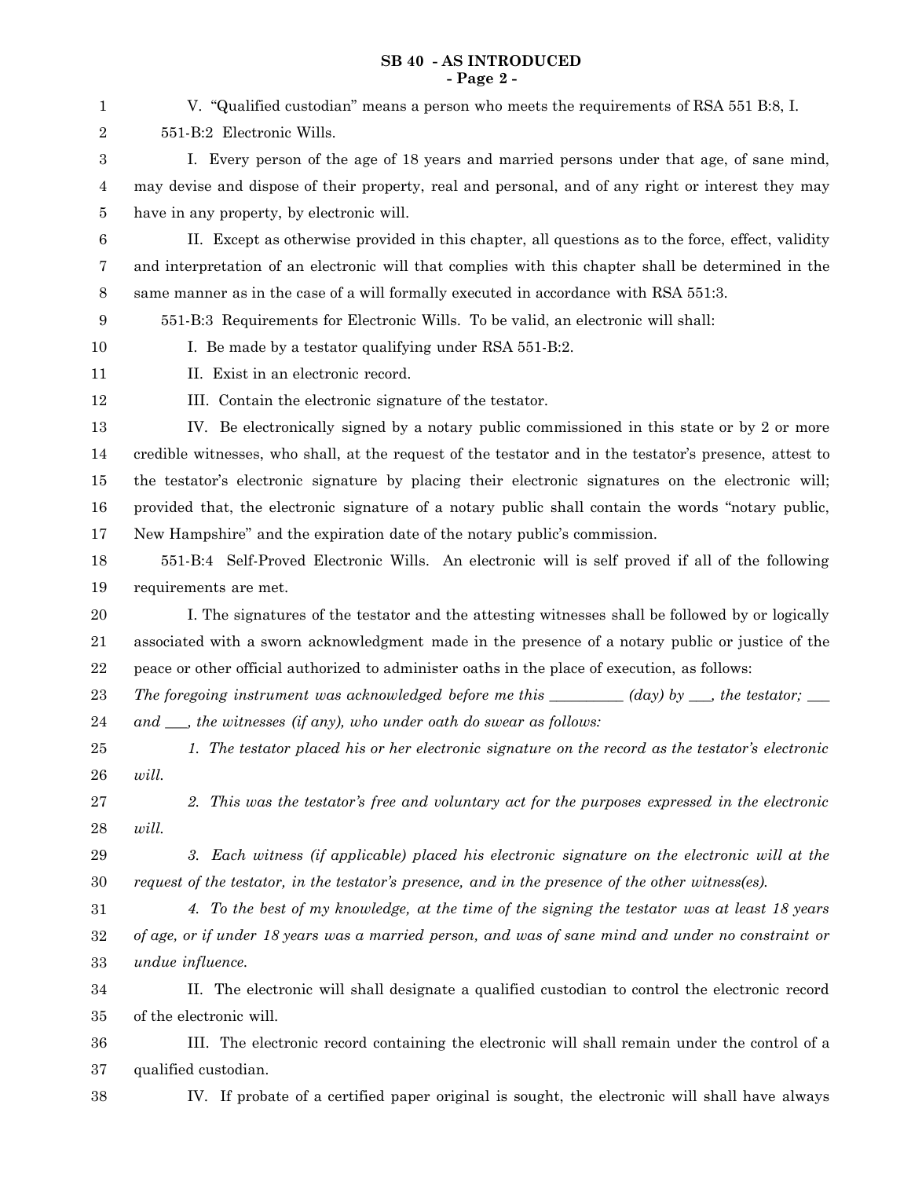V. "Qualified custodian" means a person who meets the requirements of RSA 551 B:8, I.

551-B:2 Electronic Wills.

I. Every person of the age of 18 years and married persons under that age, of sane mind, may devise and dispose of their property, real and personal, and of any right or interest they may have in any property, by electronic will.

II. Except as otherwise provided in this chapter, all questions as to the force, effect, validity and interpretation of an electronic will that complies with this chapter shall be determined in the same manner as in the case of a will formally executed in accordance with RSA 551:3.

551-B:3 Requirements for Electronic Wills. To be valid, an electronic will shall:

I. Be made by a testator qualifying under RSA 551-B:2.

II. Exist in an electronic record.

III. Contain the electronic signature of the testator.

IV. Be electronically signed by a notary public commissioned in this state or by 2 or more credible witnesses, who shall, at the request of the testator and in the testator's presence, attest to the testator's electronic signature by placing their electronic signatures on the electronic will; provided that, the electronic signature of a notary public shall contain the words "notary public, New Hampshire" and the expiration date of the notary public's commission.

551-B:4 Self-Proved Electronic Wills. An electronic will is self proved if all of the following requirements are met.

I. The signatures of the testator and the attesting witnesses shall be followed by or logically associated with a sworn acknowledgment made in the presence of a notary public or justice of the peace or other official authorized to administer oaths in the place of execution, as follows:

*The foregoing instrument was acknowledged before me this __________ (day) by ___, the testator; ___ and ___, the witnesses (if any), who under oath do swear as follows:*

*1. The testator placed his or her electronic signature on the record as the testator's electronic will.*

*2. This was the testator's free and voluntary act for the purposes expressed in the electronic will.*

*3. Each witness (if applicable) placed his electronic signature on the electronic will at the request of the testator, in the testator's presence, and in the presence of the other witness(es).*

*4. To the best of my knowledge, at the time of the signing the testator was at least 18 years of age, or if under 18 years was a married person, and was of sane mind and under no constraint or undue influence.*

II. The electronic will shall designate a qualified custodian to control the electronic record of the electronic will.

III. The electronic record containing the electronic will shall remain under the control of a qualified custodian.

IV. If probate of a certified paper original is sought, the electronic will shall have always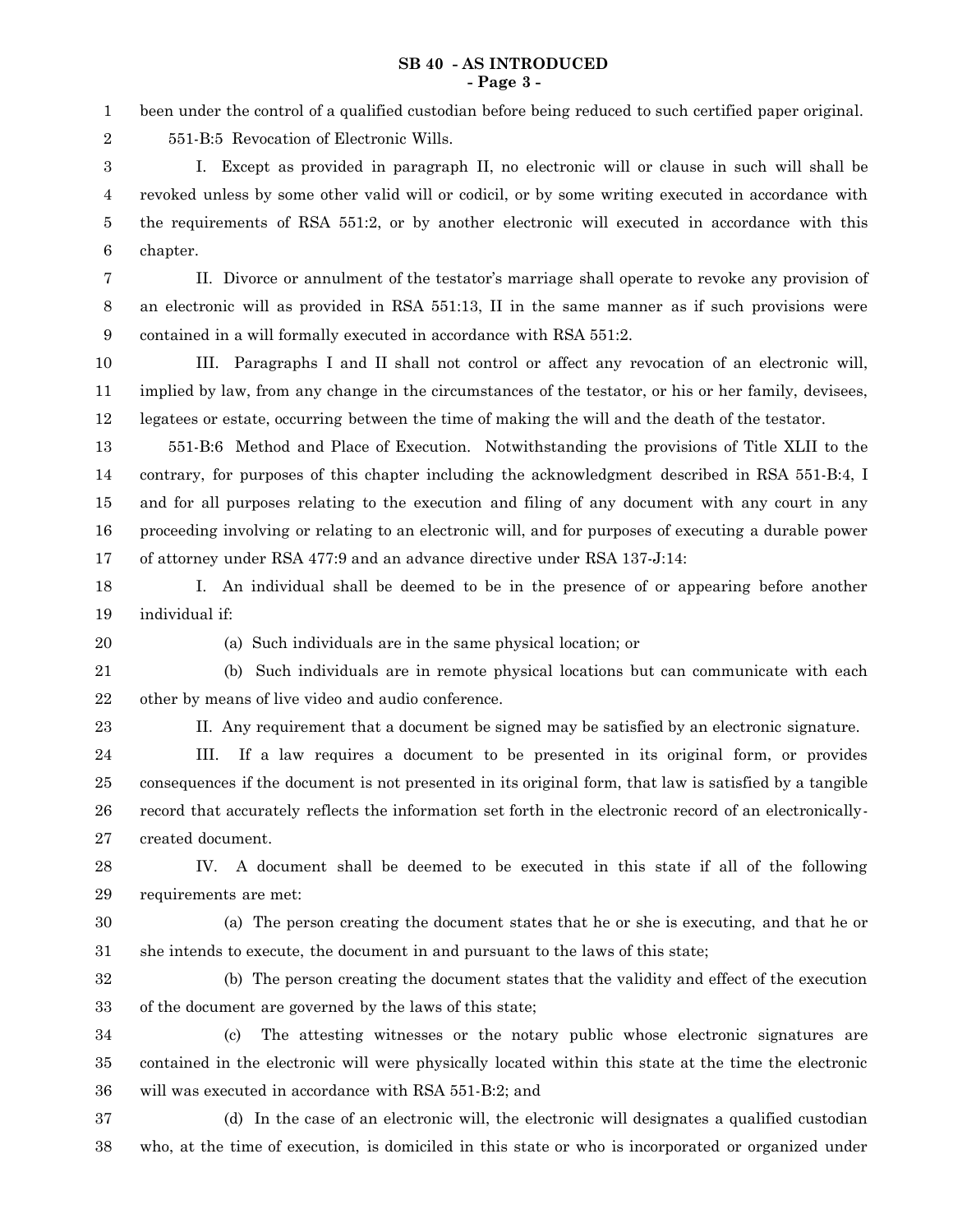been under the control of a qualified custodian before being reduced to such certified paper original.

551-B:5 Revocation of Electronic Wills.

I. Except as provided in paragraph II, no electronic will or clause in such will shall be revoked unless by some other valid will or codicil, or by some writing executed in accordance with the requirements of RSA 551:2, or by another electronic will executed in accordance with this chapter.

II. Divorce or annulment of the testator's marriage shall operate to revoke any provision of an electronic will as provided in RSA 551:13, II in the same manner as if such provisions were contained in a will formally executed in accordance with RSA 551:2.

III. Paragraphs I and II shall not control or affect any revocation of an electronic will, implied by law, from any change in the circumstances of the testator, or his or her family, devisees, legatees or estate, occurring between the time of making the will and the death of the testator.

551-B:6 Method and Place of Execution. Notwithstanding the provisions of Title XLII to the contrary, for purposes of this chapter including the acknowledgment described in RSA 551-B:4, I and for all purposes relating to the execution and filing of any document with any court in any proceeding involving or relating to an electronic will, and for purposes of executing a durable power of attorney under RSA 477:9 and an advance directive under RSA 137-J:14:

I. An individual shall be deemed to be in the presence of or appearing before another individual if:

(a) Such individuals are in the same physical location; or

(b) Such individuals are in remote physical locations but can communicate with each other by means of live video and audio conference.

II. Any requirement that a document be signed may be satisfied by an electronic signature.

III. If a law requires a document to be presented in its original form, or provides consequences if the document is not presented in its original form, that law is satisfied by a tangible record that accurately reflects the information set forth in the electronic record of an electronically-created document.

IV. A document shall be deemed to be executed in this state if all of the following requirements are met:

(a) The person creating the document states that he or she is executing, and that he or she intends to execute, the document in and pursuant to the laws of this state;

(b) The person creating the document states that the validity and effect of the execution of the document are governed by the laws of this state;

(c) The attesting witnesses or the notary public whose electronic signatures are contained in the electronic will were physically located within this state at the time the electronic will was executed in accordance with RSA 551-B:2; and

(d) In the case of an electronic will, the electronic will designates a qualified custodian who, at the time of execution, is domiciled in this state or who is incorporated or organized under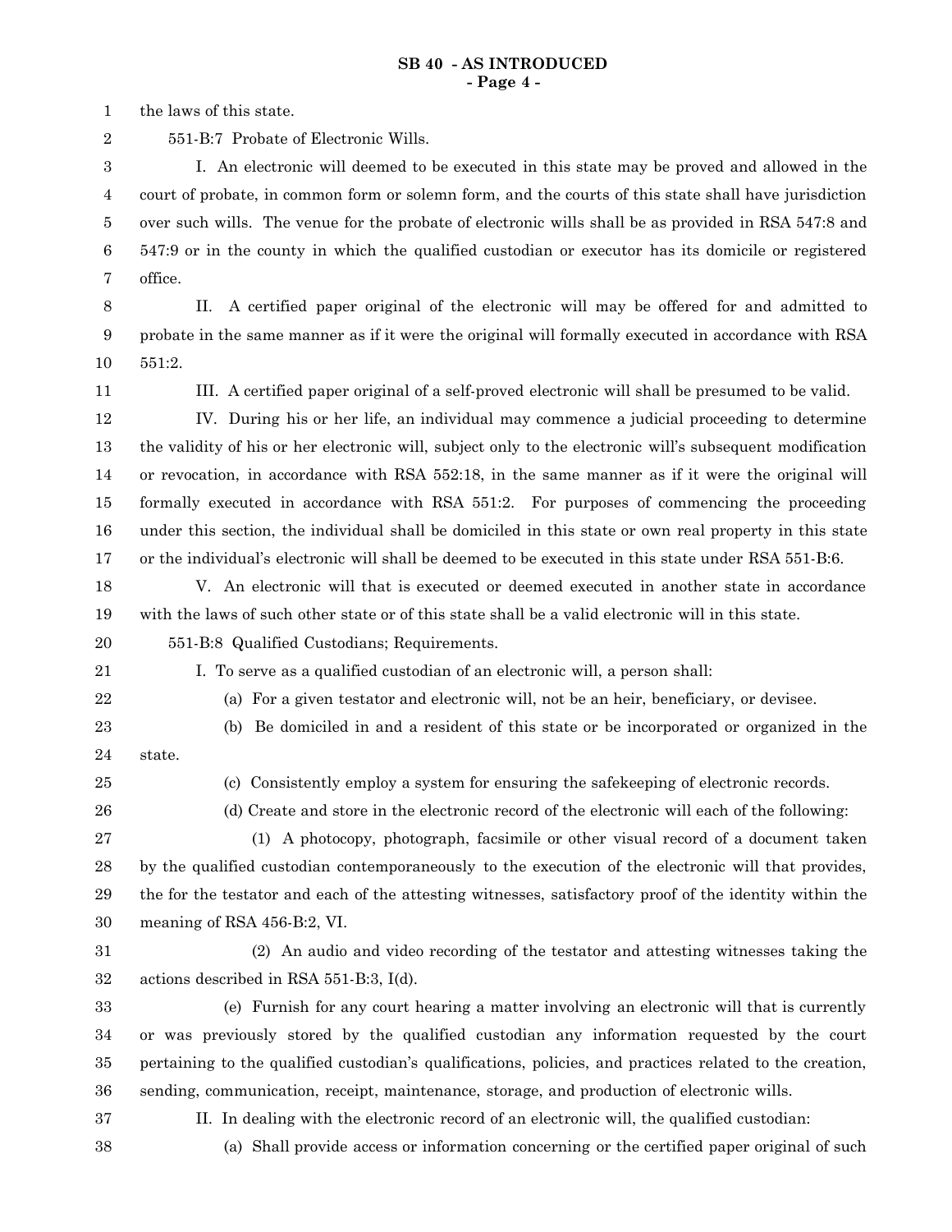the laws of this state.

551-B:7 Probate of Electronic Wills.

I. An electronic will deemed to be executed in this state may be proved and allowed in the court of probate, in common form or solemn form, and the courts of this state shall have jurisdiction over such wills. The venue for the probate of electronic wills shall be as provided in RSA 547:8 and 547:9 or in the county in which the qualified custodian or executor has its domicile or registered office.

II. A certified paper original of the electronic will may be offered for and admitted to probate in the same manner as if it were the original will formally executed in accordance with RSA 551:2.

III. A certified paper original of a self-proved electronic will shall be presumed to be valid.

IV. During his or her life, an individual may commence a judicial proceeding to determine the validity of his or her electronic will, subject only to the electronic will's subsequent modification or revocation, in accordance with RSA 552:18, in the same manner as if it were the original will formally executed in accordance with RSA 551:2. For purposes of commencing the proceeding under this section, the individual shall be domiciled in this state or own real property in this state or the individual's electronic will shall be deemed to be executed in this state under RSA 551-B:6.

V. An electronic will that is executed or deemed executed in another state in accordance with the laws of such other state or of this state shall be a valid electronic will in this state.

551-B:8 Qualified Custodians; Requirements.

I. To serve as a qualified custodian of an electronic will, a person shall:

(a) For a given testator and electronic will, not be an heir, beneficiary, or devisee.

(b) Be domiciled in and a resident of this state or be incorporated or organized in the state.

(c) Consistently employ a system for ensuring the safekeeping of electronic records.

(d) Create and store in the electronic record of the electronic will each of the following:

(1) A photocopy, photograph, facsimile or other visual record of a document taken by the qualified custodian contemporaneously to the execution of the electronic will that provides, the for the testator and each of the attesting witnesses, satisfactory proof of the identity within the meaning of RSA 456-B:2, VI.

(2) An audio and video recording of the testator and attesting witnesses taking the actions described in RSA 551-B:3, I(d).

(e) Furnish for any court hearing a matter involving an electronic will that is currently or was previously stored by the qualified custodian any information requested by the court pertaining to the qualified custodian's qualifications, policies, and practices related to the creation, sending, communication, receipt, maintenance, storage, and production of electronic wills.

II. In dealing with the electronic record of an electronic will, the qualified custodian:

(a) Shall provide access or information concerning or the certified paper original of such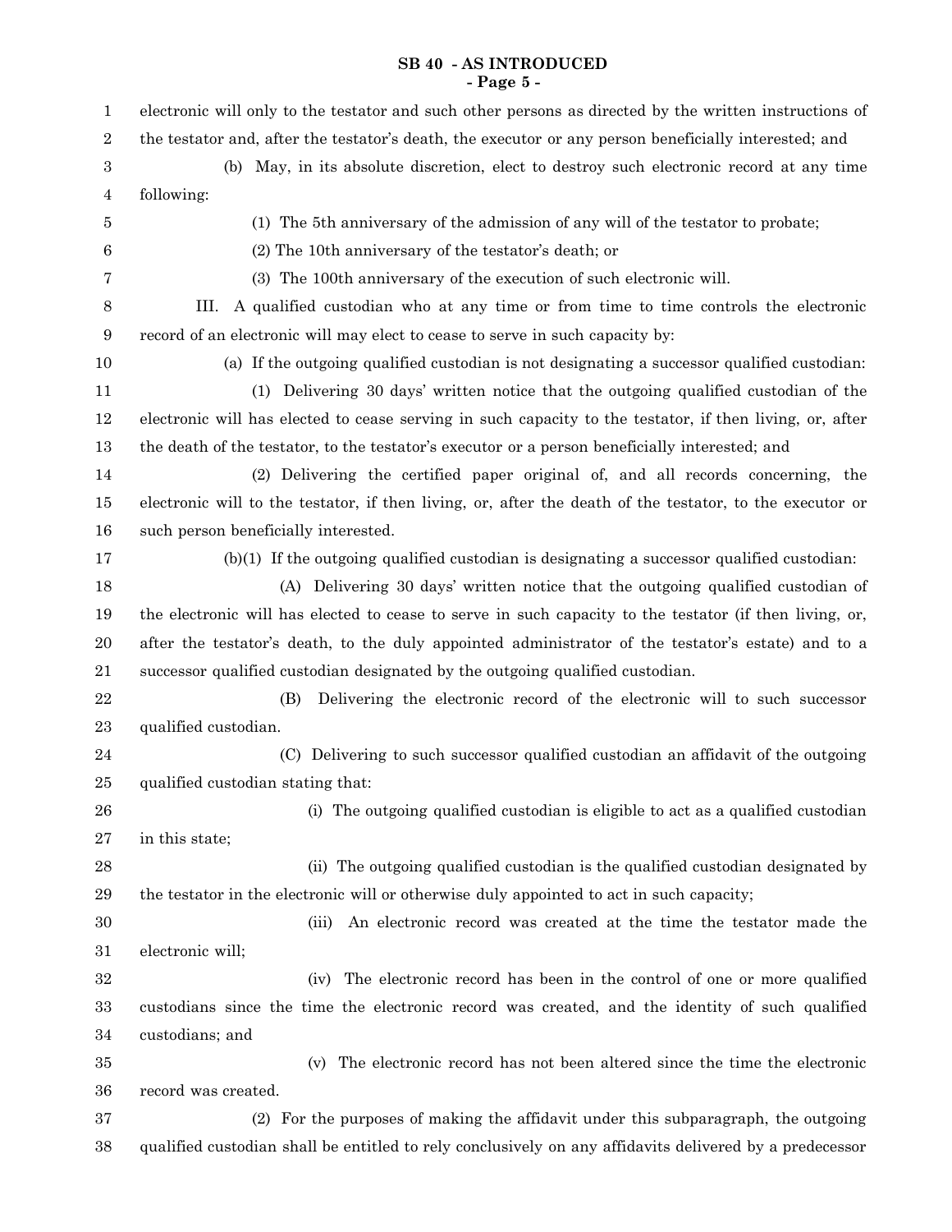electronic will only to the testator and such other persons as directed by the written instructions of the testator and, after the testator's death, the executor or any person beneficially interested; and

(b) May, in its absolute discretion, elect to destroy such electronic record at any time following:

(1) The 5th anniversary of the admission of any will of the testator to probate;

(2) The 10th anniversary of the testator's death; or

(3) The 100th anniversary of the execution of such electronic will.

III. A qualified custodian who at any time or from time to time controls the electronic record of an electronic will may elect to cease to serve in such capacity by:

(a) If the outgoing qualified custodian is not designating a successor qualified custodian:

(1) Delivering 30 days' written notice that the outgoing qualified custodian of the electronic will has elected to cease serving in such capacity to the testator, if then living, or, after the death of the testator, to the testator's executor or a person beneficially interested; and

(2) Delivering the certified paper original of, and all records concerning, the electronic will to the testator, if then living, or, after the death of the testator, to the executor or such person beneficially interested.

(b)(1) If the outgoing qualified custodian is designating a successor qualified custodian:

(A) Delivering 30 days' written notice that the outgoing qualified custodian of the electronic will has elected to cease to serve in such capacity to the testator (if then living, or, after the testator's death, to the duly appointed administrator of the testator's estate) and to a successor qualified custodian designated by the outgoing qualified custodian.

(B) Delivering the electronic record of the electronic will to such successor qualified custodian.

(C) Delivering to such successor qualified custodian an affidavit of the outgoing qualified custodian stating that:

(i) The outgoing qualified custodian is eligible to act as a qualified custodian in this state;

(ii) The outgoing qualified custodian is the qualified custodian designated by the testator in the electronic will or otherwise duly appointed to act in such capacity;

(iii) An electronic record was created at the time the testator made the electronic will;

(iv) The electronic record has been in the control of one or more qualified custodians since the time the electronic record was created, and the identity of such qualified custodians; and

(v) The electronic record has not been altered since the time the electronic record was created.

(2) For the purposes of making the affidavit under this subparagraph, the outgoing qualified custodian shall be entitled to rely conclusively on any affidavits delivered by a predecessor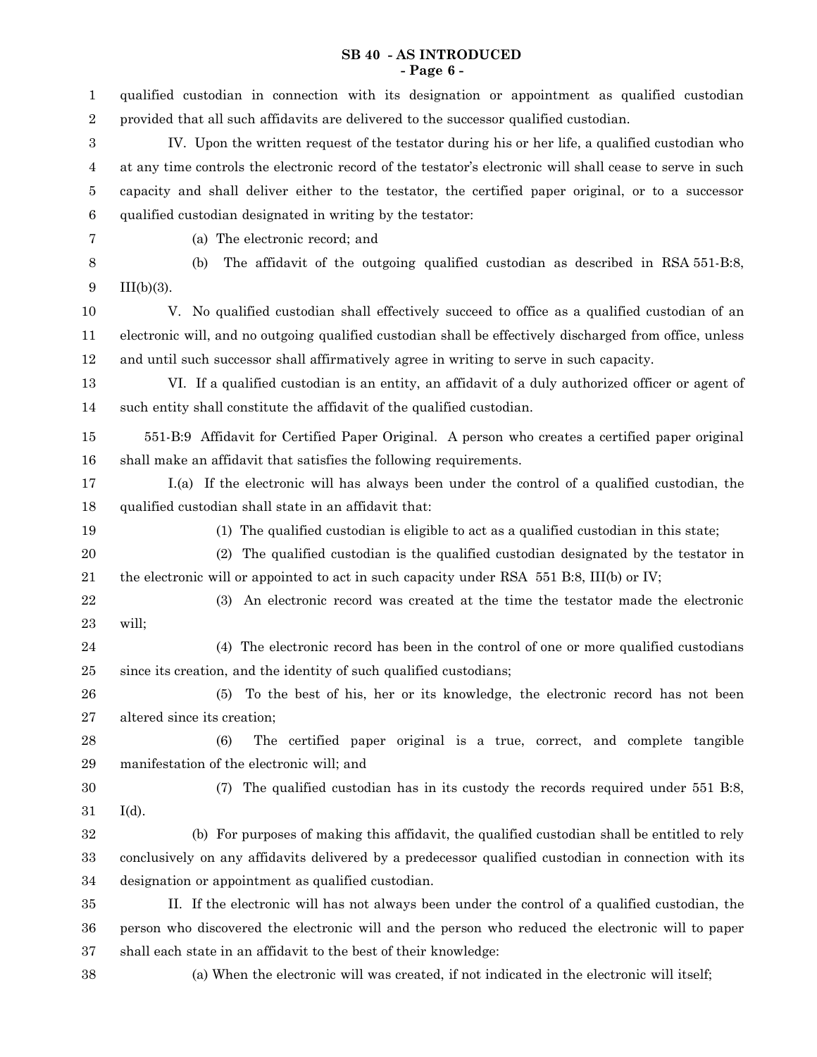qualified custodian in connection with its designation or appointment as qualified custodian provided that all such affidavits are delivered to the successor qualified custodian.

IV. Upon the written request of the testator during his or her life, a qualified custodian who at any time controls the electronic record of the testator's electronic will shall cease to serve in such capacity and shall deliver either to the testator, the certified paper original, or to a successor qualified custodian designated in writing by the testator:

(a) The electronic record; and

(b) The affidavit of the outgoing qualified custodian as described in RSA 551-B:8, III(b)(3).

V. No qualified custodian shall effectively succeed to office as a qualified custodian of an electronic will, and no outgoing qualified custodian shall be effectively discharged from office, unless and until such successor shall affirmatively agree in writing to serve in such capacity.

VI. If a qualified custodian is an entity, an affidavit of a duly authorized officer or agent of such entity shall constitute the affidavit of the qualified custodian.

551-B:9 Affidavit for Certified Paper Original. A person who creates a certified paper original shall make an affidavit that satisfies the following requirements.

I.(a) If the electronic will has always been under the control of a qualified custodian, the qualified custodian shall state in an affidavit that:

(1) The qualified custodian is eligible to act as a qualified custodian in this state;

(2) The qualified custodian is the qualified custodian designated by the testator in the electronic will or appointed to act in such capacity under RSA 551 B:8, III(b) or IV;

(3) An electronic record was created at the time the testator made the electronic will;

(4) The electronic record has been in the control of one or more qualified custodians since its creation, and the identity of such qualified custodians;

(5) To the best of his, her or its knowledge, the electronic record has not been altered since its creation;

(6) The certified paper original is a true, correct, and complete tangible manifestation of the electronic will; and

(7) The qualified custodian has in its custody the records required under 551 B:8, I(d).

(b) For purposes of making this affidavit, the qualified custodian shall be entitled to rely conclusively on any affidavits delivered by a predecessor qualified custodian in connection with its designation or appointment as qualified custodian.

II. If the electronic will has not always been under the control of a qualified custodian, the person who discovered the electronic will and the person who reduced the electronic will to paper shall each state in an affidavit to the best of their knowledge:

(a) When the electronic will was created, if not indicated in the electronic will itself;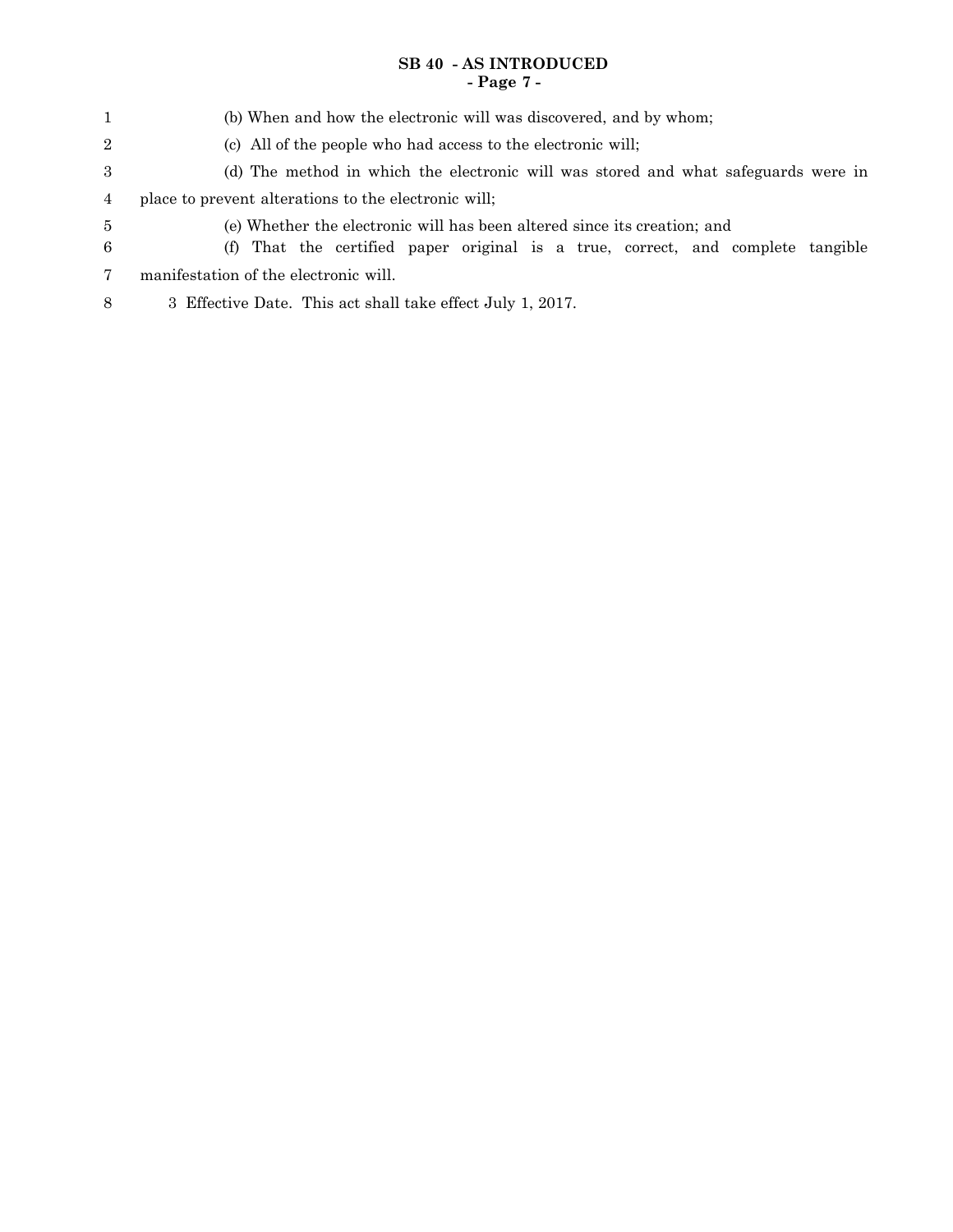(b) When and how the electronic will was discovered, and by whom;

(c) All of the people who had access to the electronic will;

(d) The method in which the electronic will was stored and what safeguards were in place to prevent alterations to the electronic will;

(e) Whether the electronic will has been altered since its creation; and

(f) That the certified paper original is a true, correct, and complete tangible manifestation of the electronic will.

3 Effective Date. This act shall take effect July 1, 2017.